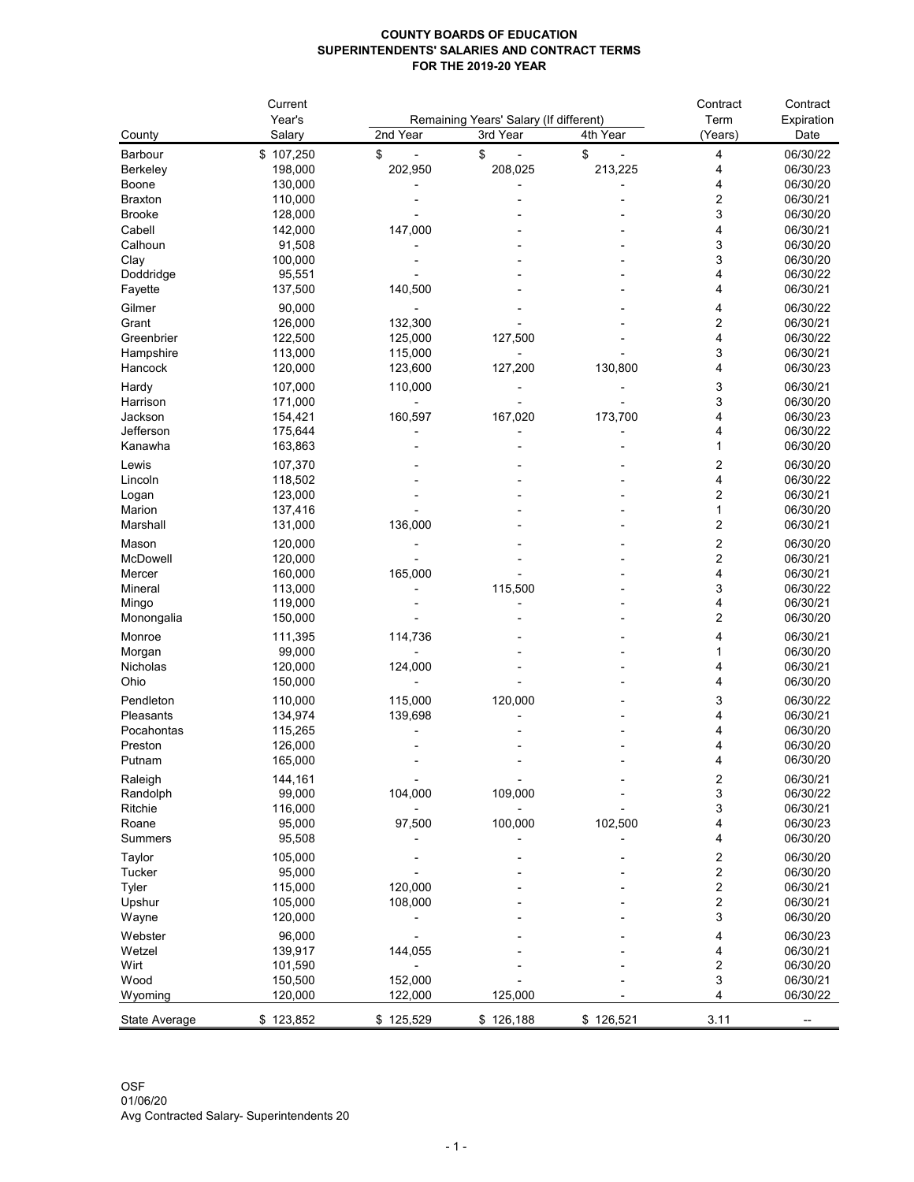**COUNTY BOARDS OF EDUCATION**
**SUPERINTENDENTS' SALARIES AND CONTRACT TERMS**
**FOR THE 2019-20 YEAR**

| County | Current Year's Salary | Remaining Years' Salary (If different) 2nd Year | 3rd Year | 4th Year | Contract Term (Years) | Contract Expiration Date |
|---|---|---|---|---|---|---|
| Barbour | $ 107,250 | $ - | $ - | $ - | 4 | 06/30/22 |
| Berkeley | 198,000 | 202,950 | 208,025 | 213,225 | 4 | 06/30/23 |
| Boone | 130,000 | - | - | - | 4 | 06/30/20 |
| Braxton | 110,000 | - | - | - | 2 | 06/30/21 |
| Brooke | 128,000 | - | - | - | 3 | 06/30/20 |
| Cabell | 142,000 | 147,000 | - | - | 4 | 06/30/21 |
| Calhoun | 91,508 | - | - | - | 3 | 06/30/20 |
| Clay | 100,000 | - | - | - | 3 | 06/30/20 |
| Doddridge | 95,551 | - | - | - | 4 | 06/30/22 |
| Fayette | 137,500 | 140,500 | - | - | 4 | 06/30/21 |
| Gilmer | 90,000 | - | - | - | 4 | 06/30/22 |
| Grant | 126,000 | 132,300 | - | - | 2 | 06/30/21 |
| Greenbrier | 122,500 | 125,000 | 127,500 | - | 4 | 06/30/22 |
| Hampshire | 113,000 | 115,000 | - | - | 3 | 06/30/21 |
| Hancock | 120,000 | 123,600 | 127,200 | 130,800 | 4 | 06/30/23 |
| Hardy | 107,000 | 110,000 | - | - | 3 | 06/30/21 |
| Harrison | 171,000 | - | - | - | 3 | 06/30/20 |
| Jackson | 154,421 | 160,597 | 167,020 | 173,700 | 4 | 06/30/23 |
| Jefferson | 175,644 | - | - | - | 4 | 06/30/22 |
| Kanawha | 163,863 | - | - | - | 1 | 06/30/20 |
| Lewis | 107,370 | - | - | - | 2 | 06/30/20 |
| Lincoln | 118,502 | - | - | - | 4 | 06/30/22 |
| Logan | 123,000 | - | - | - | 2 | 06/30/21 |
| Marion | 137,416 | - | - | - | 1 | 06/30/20 |
| Marshall | 131,000 | 136,000 | - | - | 2 | 06/30/21 |
| Mason | 120,000 | - | - | - | 2 | 06/30/20 |
| McDowell | 120,000 | - | - | - | 2 | 06/30/21 |
| Mercer | 160,000 | 165,000 | - | - | 4 | 06/30/21 |
| Mineral | 113,000 | - | 115,500 | - | 3 | 06/30/22 |
| Mingo | 119,000 | - | - | - | 4 | 06/30/21 |
| Monongalia | 150,000 | - | - | - | 2 | 06/30/20 |
| Monroe | 111,395 | 114,736 | - | - | 4 | 06/30/21 |
| Morgan | 99,000 | - | - | - | 1 | 06/30/20 |
| Nicholas | 120,000 | 124,000 | - | - | 4 | 06/30/21 |
| Ohio | 150,000 | - | - | - | 4 | 06/30/20 |
| Pendleton | 110,000 | 115,000 | 120,000 | - | 3 | 06/30/22 |
| Pleasants | 134,974 | 139,698 | - | - | 4 | 06/30/21 |
| Pocahontas | 115,265 | - | - | - | 4 | 06/30/20 |
| Preston | 126,000 | - | - | - | 4 | 06/30/20 |
| Putnam | 165,000 | - | - | - | 4 | 06/30/20 |
| Raleigh | 144,161 | - | - | - | 2 | 06/30/21 |
| Randolph | 99,000 | 104,000 | 109,000 | - | 3 | 06/30/22 |
| Ritchie | 116,000 | - | - | - | 3 | 06/30/21 |
| Roane | 95,000 | 97,500 | 100,000 | 102,500 | 4 | 06/30/23 |
| Summers | 95,508 | - | - | - | 4 | 06/30/20 |
| Taylor | 105,000 | - | - | - | 2 | 06/30/20 |
| Tucker | 95,000 | - | - | - | 2 | 06/30/20 |
| Tyler | 115,000 | 120,000 | - | - | 2 | 06/30/21 |
| Upshur | 105,000 | 108,000 | - | - | 2 | 06/30/21 |
| Wayne | 120,000 | - | - | - | 3 | 06/30/20 |
| Webster | 96,000 | - | - | - | 4 | 06/30/23 |
| Wetzel | 139,917 | 144,055 | - | - | 4 | 06/30/21 |
| Wirt | 101,590 | - | - | - | 2 | 06/30/20 |
| Wood | 150,500 | 152,000 | - | - | 3 | 06/30/21 |
| Wyoming | 120,000 | 122,000 | 125,000 | - | 4 | 06/30/22 |
| State Average | $ 123,852 | $ 125,529 | $ 126,188 | $ 126,521 | 3.11 | -- |

OSF
01/06/20
Avg Contracted Salary- Superintendents 20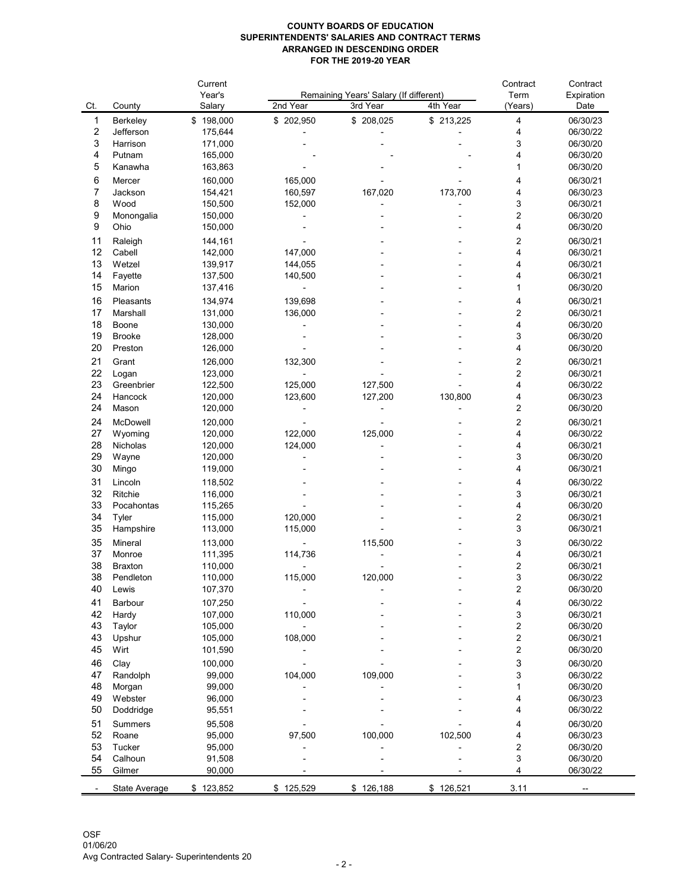**COUNTY BOARDS OF EDUCATION**
**SUPERINTENDENTS' SALARIES AND CONTRACT TERMS**
**ARRANGED IN DESCENDING ORDER**
**FOR THE 2019-20 YEAR**

| Ct. | County | Current Year's Salary | Remaining Years' Salary (If different) 2nd Year | 3rd Year | 4th Year | Contract Term (Years) | Contract Expiration Date |
|---|---|---|---|---|---|---|---|
| 1 | Berkeley | $ 198,000 | $ 202,950 | $ 208,025 | $ 213,225 | 4 | 06/30/23 |
| 2 | Jefferson | 175,644 | - | - | - | 4 | 06/30/22 |
| 3 | Harrison | 171,000 | - | - | - | 3 | 06/30/20 |
| 4 | Putnam | 165,000 | - | - | - | 4 | 06/30/20 |
| 5 | Kanawha | 163,863 | - | - | - | 1 | 06/30/20 |
| 6 | Mercer | 160,000 | 165,000 | - | - | 4 | 06/30/21 |
| 7 | Jackson | 154,421 | 160,597 | 167,020 | 173,700 | 4 | 06/30/23 |
| 8 | Wood | 150,500 | 152,000 | - | - | 3 | 06/30/21 |
| 9 | Monongalia | 150,000 | - | - | - | 2 | 06/30/20 |
| 9 | Ohio | 150,000 | - | - | - | 4 | 06/30/20 |
| 11 | Raleigh | 144,161 | - | - | - | 2 | 06/30/21 |
| 12 | Cabell | 142,000 | 147,000 | - | - | 4 | 06/30/21 |
| 13 | Wetzel | 139,917 | 144,055 | - | - | 4 | 06/30/21 |
| 14 | Fayette | 137,500 | 140,500 | - | - | 4 | 06/30/21 |
| 15 | Marion | 137,416 | - | - | - | 1 | 06/30/20 |
| 16 | Pleasants | 134,974 | 139,698 | - | - | 4 | 06/30/21 |
| 17 | Marshall | 131,000 | 136,000 | - | - | 2 | 06/30/21 |
| 18 | Boone | 130,000 | - | - | - | 4 | 06/30/20 |
| 19 | Brooke | 128,000 | - | - | - | 3 | 06/30/20 |
| 20 | Preston | 126,000 | - | - | - | 4 | 06/30/20 |
| 21 | Grant | 126,000 | 132,300 | - | - | 2 | 06/30/21 |
| 22 | Logan | 123,000 | - | - | - | 2 | 06/30/21 |
| 23 | Greenbrier | 122,500 | 125,000 | 127,500 | - | 4 | 06/30/22 |
| 24 | Hancock | 120,000 | 123,600 | 127,200 | 130,800 | 4 | 06/30/23 |
| 24 | Mason | 120,000 | - | - | - | 2 | 06/30/20 |
| 24 | McDowell | 120,000 | - | - | - | 2 | 06/30/21 |
| 27 | Wyoming | 120,000 | 122,000 | 125,000 | - | 4 | 06/30/22 |
| 28 | Nicholas | 120,000 | 124,000 | - | - | 4 | 06/30/21 |
| 29 | Wayne | 120,000 | - | - | - | 3 | 06/30/20 |
| 30 | Mingo | 119,000 | - | - | - | 4 | 06/30/21 |
| 31 | Lincoln | 118,502 | - | - | - | 4 | 06/30/22 |
| 32 | Ritchie | 116,000 | - | - | - | 3 | 06/30/21 |
| 33 | Pocahontas | 115,265 | - | - | - | 4 | 06/30/20 |
| 34 | Tyler | 115,000 | 120,000 | - | - | 2 | 06/30/21 |
| 35 | Hampshire | 113,000 | 115,000 | - | - | 3 | 06/30/21 |
| 35 | Mineral | 113,000 | - | 115,500 | - | 3 | 06/30/22 |
| 37 | Monroe | 111,395 | 114,736 | - | - | 4 | 06/30/21 |
| 38 | Braxton | 110,000 | - | - | - | 2 | 06/30/21 |
| 38 | Pendleton | 110,000 | 115,000 | 120,000 | - | 3 | 06/30/22 |
| 40 | Lewis | 107,370 | - | - | - | 2 | 06/30/20 |
| 41 | Barbour | 107,250 | - | - | - | 4 | 06/30/22 |
| 42 | Hardy | 107,000 | 110,000 | - | - | 3 | 06/30/21 |
| 43 | Taylor | 105,000 | - | - | - | 2 | 06/30/20 |
| 43 | Upshur | 105,000 | 108,000 | - | - | 2 | 06/30/21 |
| 45 | Wirt | 101,590 | - | - | - | 2 | 06/30/20 |
| 46 | Clay | 100,000 | - | - | - | 3 | 06/30/20 |
| 47 | Randolph | 99,000 | 104,000 | 109,000 | - | 3 | 06/30/22 |
| 48 | Morgan | 99,000 | - | - | - | 1 | 06/30/20 |
| 49 | Webster | 96,000 | - | - | - | 4 | 06/30/23 |
| 50 | Doddridge | 95,551 | - | - | - | 4 | 06/30/22 |
| 51 | Summers | 95,508 | - | - | - | 4 | 06/30/20 |
| 52 | Roane | 95,000 | 97,500 | 100,000 | 102,500 | 4 | 06/30/23 |
| 53 | Tucker | 95,000 | - | - | - | 2 | 06/30/20 |
| 54 | Calhoun | 91,508 | - | - | - | 3 | 06/30/20 |
| 55 | Gilmer | 90,000 | - | - | - | 4 | 06/30/22 |
| - | State Average | $ 123,852 | $ 125,529 | $ 126,188 | $ 126,521 | 3.11 | -- |

OSF
01/06/20
Avg Contracted Salary- Superintendents 20